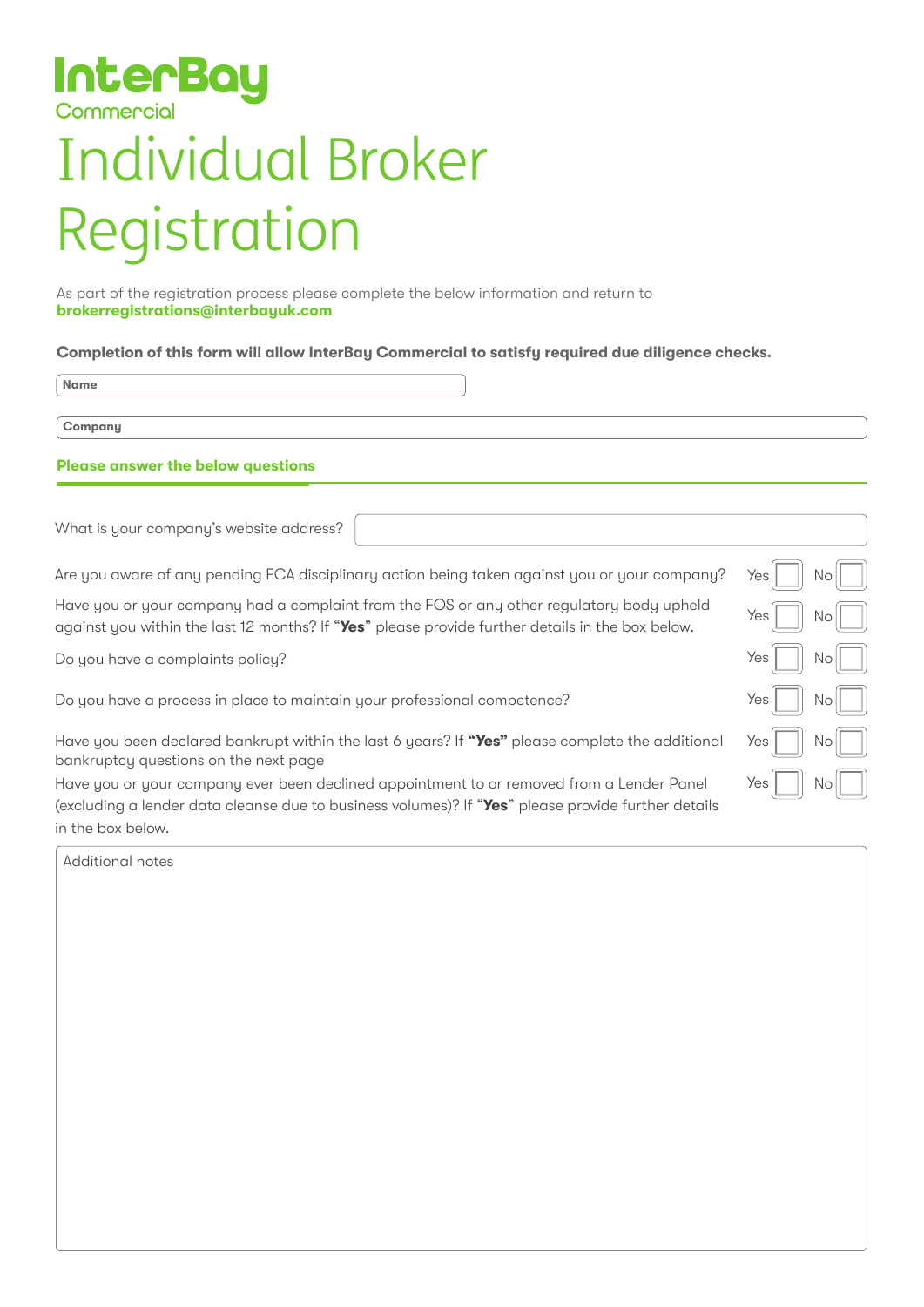InterBay
Commercial

# Individual Broker Registration

As part of the registration process please complete the below information and return to **brokerregistrations@interbayuk.com**

**Completion of this form will allow InterBay Commercial to satisfy required due diligence checks.**

**Name**

**Company**

## Please answer the below questions

What is your company's website address?

| Question | Yes | No |
|---|---|---|
| Are you aware of any pending FCA disciplinary action being taken against you or your company? | ☐ | ☐ |
| Have you or your company had a complaint from the FOS or any other regulatory body upheld against you within the last 12 months? If "**Yes**" please provide further details in the box below. | ☐ | ☐ |
| Do you have a complaints policy? | ☐ | ☐ |
| Do you have a process in place to maintain your professional competence? | ☐ | ☐ |
| Have you been declared bankrupt within the last 6 years? If **"Yes"** please complete the additional bankruptcy questions on the next page | ☐ | ☐ |
| Have you or your company ever been declined appointment to or removed from a Lender Panel (excluding a lender data cleanse due to business volumes)? If "**Yes**" please provide further details in the box below. | ☐ | ☐ |

Additional notes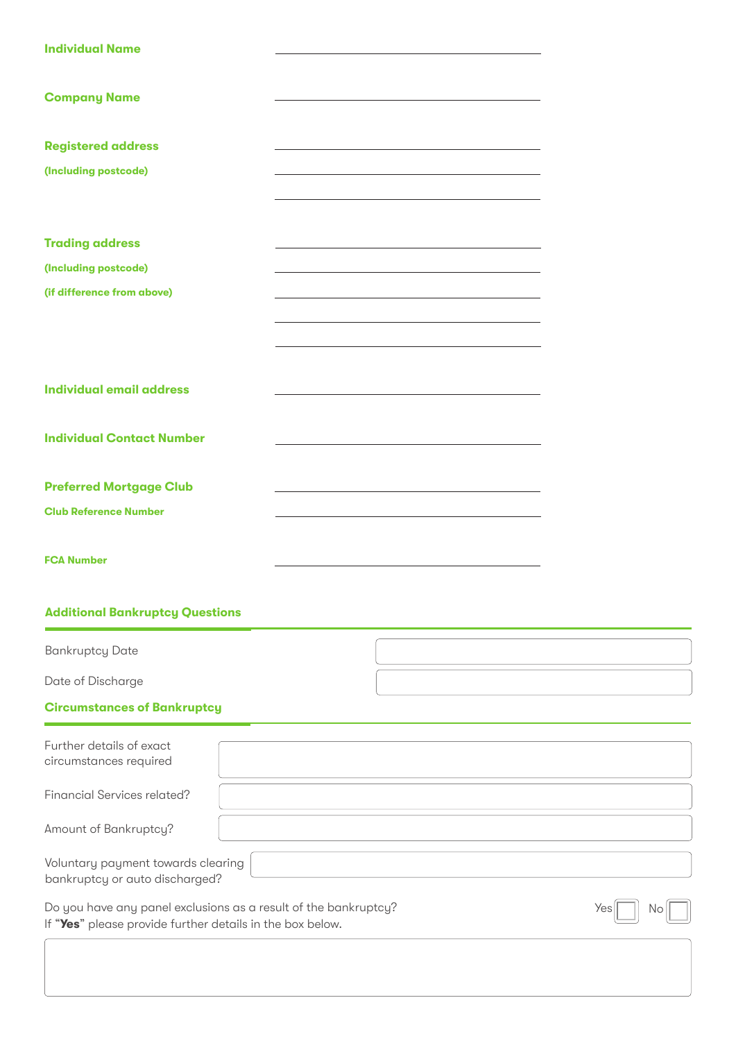**Individual Name** ______________________

**Company Name** ______________________

**Registered address**
**(Including postcode)** ______________________

**Trading address**
**(Including postcode)**
**(if difference from above)** ______________________

**Individual email address** ______________________

**Individual Contact Number** ______________________

**Preferred Mortgage Club** ______________________

**Club Reference Number** ______________________

**FCA Number** ______________________

## Additional Bankruptcy Questions

| | |
|---|---|
| Bankruptcy Date | |
| Date of Discharge | |

## Circumstances of Bankruptcy

| | |
|---|---|
| Further details of exact circumstances required | |
| Financial Services related? | |
| Amount of Bankruptcy? | |
| Voluntary payment towards clearing bankruptcy or auto discharged? | |

Do you have any panel exclusions as a result of the bankruptcy? Yes ☐ No ☐
If **"Yes"** please provide further details in the box below.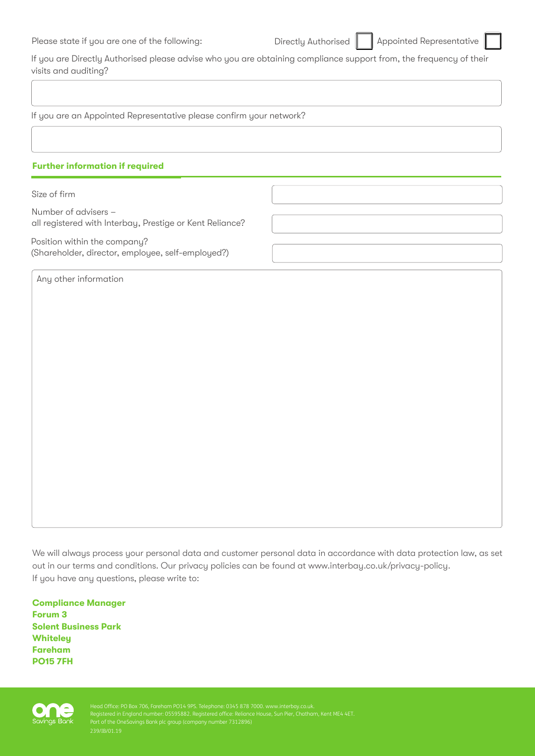Please state if you are one of the following: Directly Authorised ☐ Appointed Representative ☐

If you are Directly Authorised please advise who you are obtaining compliance support from, the frequency of their visits and auditing?

If you are an Appointed Representative please confirm your network?

**Further information if required**

Size of firm

Number of advisers –
all registered with Interbay, Prestige or Kent Reliance?

Position within the company?
(Shareholder, director, employee, self-employed?)

Any other information

We will always process your personal data and customer personal data in accordance with data protection law, as set out in our terms and conditions. Our privacy policies can be found at www.interbay.co.uk/privacy-policy.
If you have any questions, please write to:

**Compliance Manager**
**Forum 3**
**Solent Business Park**
**Whiteley**
**Fareham**
**PO15 7FH**

Head Office: PO Box 706, Fareham PO14 9PS. Telephone: 0345 878 7000. www.interbay.co.uk.
Registered in England number: 05595882. Registered office: Reliance House, Sun Pier, Chatham, Kent ME4 4ET.
Part of the OneSavings Bank plc group (company number 7312896)
239/IB/01.19